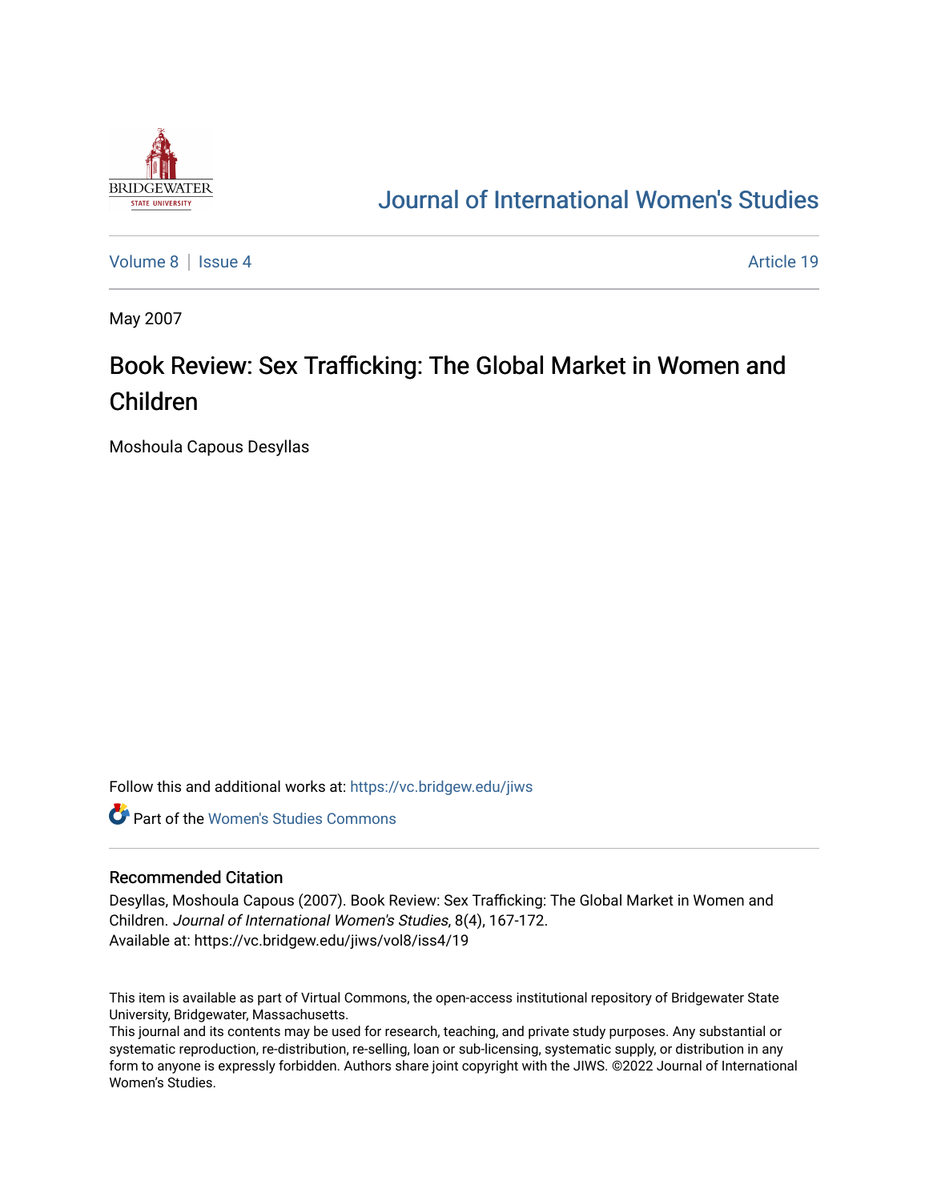# Journal of International Women's Studies

Volume 8 | Issue 4 — Article 19

May 2007

## Book Review: Sex Trafficking: The Global Market in Women and Children

Moshoula Capous Desyllas

Follow this and additional works at: https://vc.bridgew.edu/jiws

Part of the Women's Studies Commons

### Recommended Citation

Desyllas, Moshoula Capous (2007). Book Review: Sex Trafficking: The Global Market in Women and Children. *Journal of International Women's Studies*, 8(4), 167-172.
Available at: https://vc.bridgew.edu/jiws/vol8/iss4/19

This item is available as part of Virtual Commons, the open-access institutional repository of Bridgewater State University, Bridgewater, Massachusetts.
This journal and its contents may be used for research, teaching, and private study purposes. Any substantial or systematic reproduction, re-distribution, re-selling, loan or sub-licensing, systematic supply, or distribution in any form to anyone is expressly forbidden. Authors share joint copyright with the JIWS. ©2022 Journal of International Women's Studies.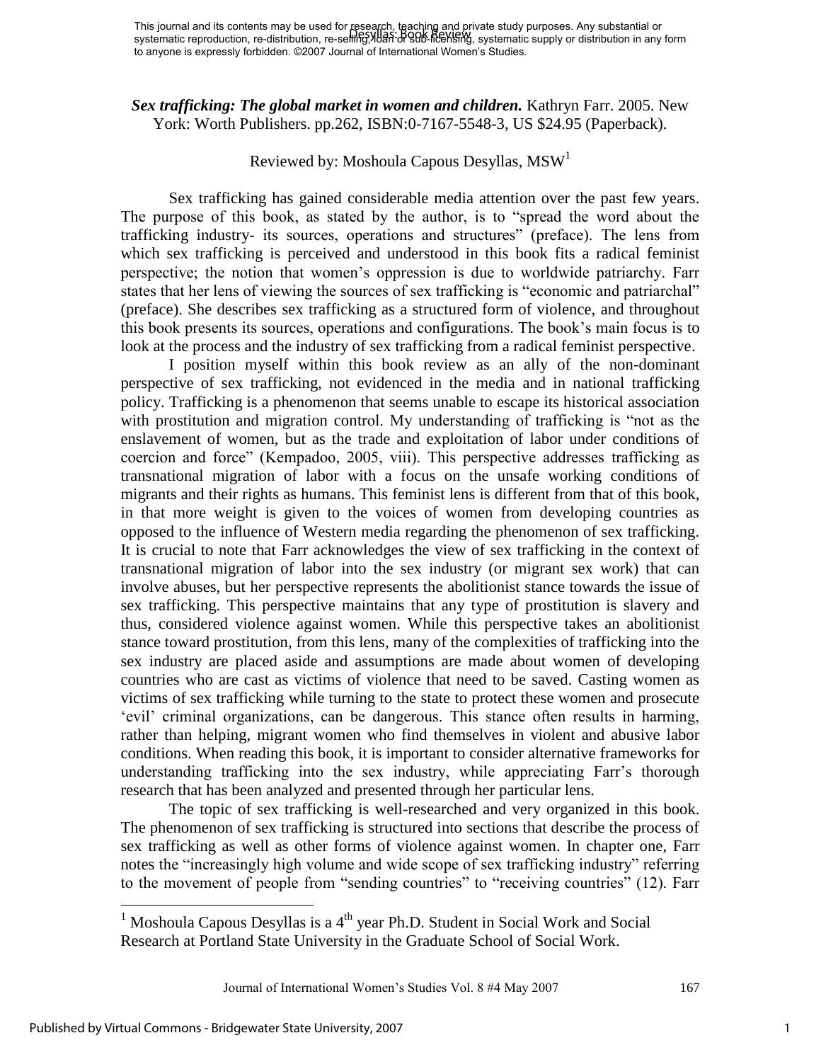*Sex trafficking: The global market in women and children.* Kathryn Farr. 2005. New York: Worth Publishers. pp.262, ISBN:0-7167-5548-3, US $24.95 (Paperback).

Reviewed by: Moshoula Capous Desyllas, MSW[1]

Sex trafficking has gained considerable media attention over the past few years. The purpose of this book, as stated by the author, is to "spread the word about the trafficking industry- its sources, operations and structures" (preface). The lens from which sex trafficking is perceived and understood in this book fits a radical feminist perspective; the notion that women's oppression is due to worldwide patriarchy. Farr states that her lens of viewing the sources of sex trafficking is "economic and patriarchal" (preface). She describes sex trafficking as a structured form of violence, and throughout this book presents its sources, operations and configurations. The book's main focus is to look at the process and the industry of sex trafficking from a radical feminist perspective.

I position myself within this book review as an ally of the non-dominant perspective of sex trafficking, not evidenced in the media and in national trafficking policy. Trafficking is a phenomenon that seems unable to escape its historical association with prostitution and migration control. My understanding of trafficking is "not as the enslavement of women, but as the trade and exploitation of labor under conditions of coercion and force" (Kempadoo, 2005, viii). This perspective addresses trafficking as transnational migration of labor with a focus on the unsafe working conditions of migrants and their rights as humans. This feminist lens is different from that of this book, in that more weight is given to the voices of women from developing countries as opposed to the influence of Western media regarding the phenomenon of sex trafficking. It is crucial to note that Farr acknowledges the view of sex trafficking in the context of transnational migration of labor into the sex industry (or migrant sex work) that can involve abuses, but her perspective represents the abolitionist stance towards the issue of sex trafficking. This perspective maintains that any type of prostitution is slavery and thus, considered violence against women. While this perspective takes an abolitionist stance toward prostitution, from this lens, many of the complexities of trafficking into the sex industry are placed aside and assumptions are made about women of developing countries who are cast as victims of violence that need to be saved. Casting women as victims of sex trafficking while turning to the state to protect these women and prosecute 'evil' criminal organizations, can be dangerous. This stance often results in harming, rather than helping, migrant women who find themselves in violent and abusive labor conditions. When reading this book, it is important to consider alternative frameworks for understanding trafficking into the sex industry, while appreciating Farr's thorough research that has been analyzed and presented through her particular lens.

The topic of sex trafficking is well-researched and very organized in this book. The phenomenon of sex trafficking is structured into sections that describe the process of sex trafficking as well as other forms of violence against women. In chapter one, Farr notes the "increasingly high volume and wide scope of sex trafficking industry" referring to the movement of people from "sending countries" to "receiving countries" (12). Farr

---

[1] Moshoula Capous Desyllas is a 4th year Ph.D. Student in Social Work and Social Research at Portland State University in the Graduate School of Social Work.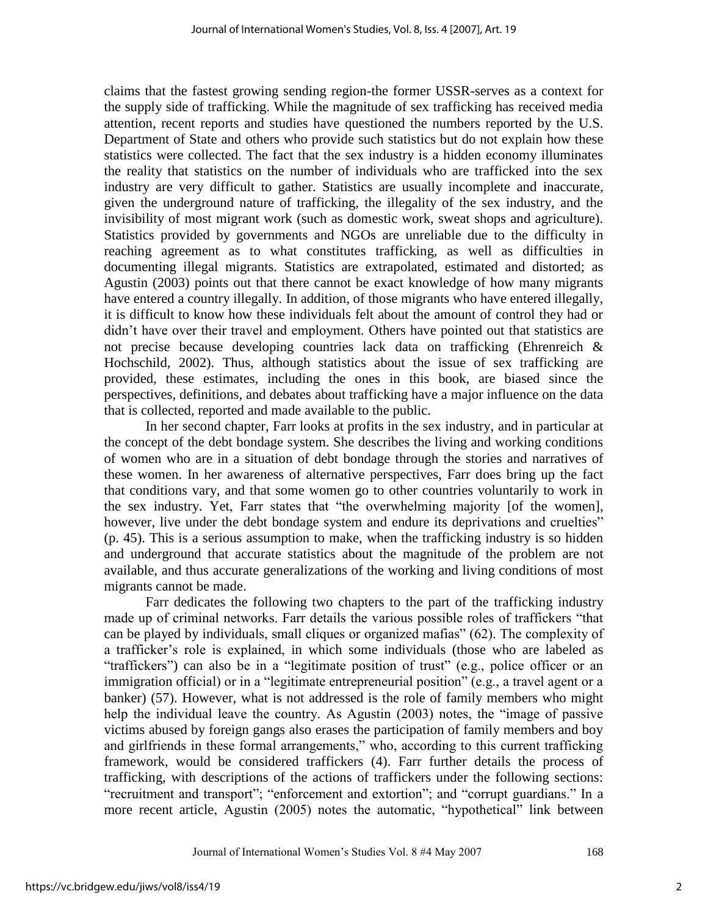claims that the fastest growing sending region-the former USSR-serves as a context for the supply side of trafficking. While the magnitude of sex trafficking has received media attention, recent reports and studies have questioned the numbers reported by the U.S. Department of State and others who provide such statistics but do not explain how these statistics were collected. The fact that the sex industry is a hidden economy illuminates the reality that statistics on the number of individuals who are trafficked into the sex industry are very difficult to gather. Statistics are usually incomplete and inaccurate, given the underground nature of trafficking, the illegality of the sex industry, and the invisibility of most migrant work (such as domestic work, sweat shops and agriculture). Statistics provided by governments and NGOs are unreliable due to the difficulty in reaching agreement as to what constitutes trafficking, as well as difficulties in documenting illegal migrants. Statistics are extrapolated, estimated and distorted; as Agustin (2003) points out that there cannot be exact knowledge of how many migrants have entered a country illegally. In addition, of those migrants who have entered illegally, it is difficult to know how these individuals felt about the amount of control they had or didn't have over their travel and employment. Others have pointed out that statistics are not precise because developing countries lack data on trafficking (Ehrenreich & Hochschild, 2002). Thus, although statistics about the issue of sex trafficking are provided, these estimates, including the ones in this book, are biased since the perspectives, definitions, and debates about trafficking have a major influence on the data that is collected, reported and made available to the public.

In her second chapter, Farr looks at profits in the sex industry, and in particular at the concept of the debt bondage system. She describes the living and working conditions of women who are in a situation of debt bondage through the stories and narratives of these women. In her awareness of alternative perspectives, Farr does bring up the fact that conditions vary, and that some women go to other countries voluntarily to work in the sex industry. Yet, Farr states that "the overwhelming majority [of the women], however, live under the debt bondage system and endure its deprivations and cruelties" (p. 45). This is a serious assumption to make, when the trafficking industry is so hidden and underground that accurate statistics about the magnitude of the problem are not available, and thus accurate generalizations of the working and living conditions of most migrants cannot be made.

Farr dedicates the following two chapters to the part of the trafficking industry made up of criminal networks. Farr details the various possible roles of traffickers "that can be played by individuals, small cliques or organized mafias" (62). The complexity of a trafficker's role is explained, in which some individuals (those who are labeled as "traffickers") can also be in a "legitimate position of trust" (e.g., police officer or an immigration official) or in a "legitimate entrepreneurial position" (e.g., a travel agent or a banker) (57). However, what is not addressed is the role of family members who might help the individual leave the country. As Agustin (2003) notes, the "image of passive victims abused by foreign gangs also erases the participation of family members and boy and girlfriends in these formal arrangements," who, according to this current trafficking framework, would be considered traffickers (4). Farr further details the process of trafficking, with descriptions of the actions of traffickers under the following sections: "recruitment and transport"; "enforcement and extortion"; and "corrupt guardians." In a more recent article, Agustin (2005) notes the automatic, "hypothetical" link between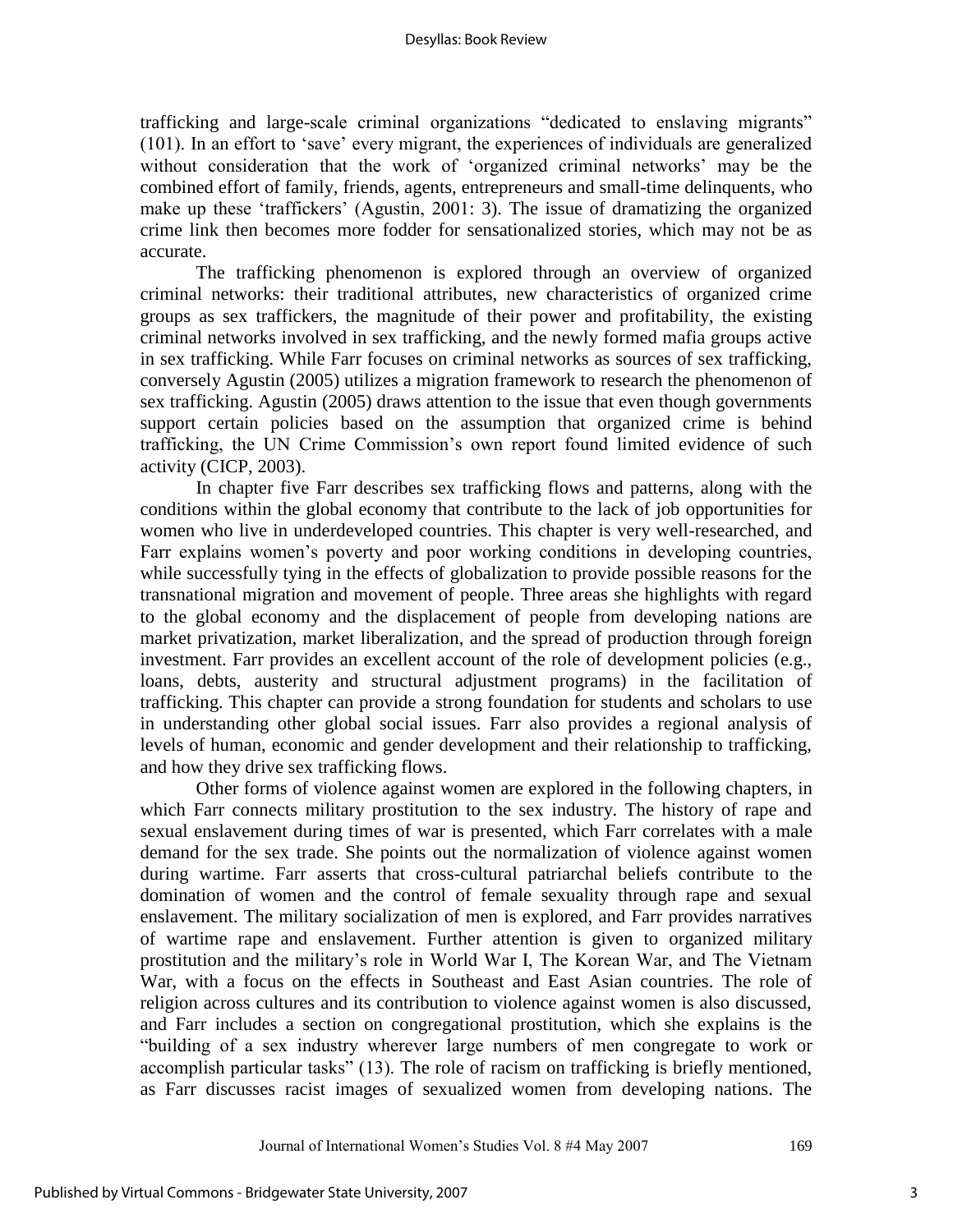trafficking and large-scale criminal organizations "dedicated to enslaving migrants" (101). In an effort to 'save' every migrant, the experiences of individuals are generalized without consideration that the work of 'organized criminal networks' may be the combined effort of family, friends, agents, entrepreneurs and small-time delinquents, who make up these 'traffickers' (Agustin, 2001: 3). The issue of dramatizing the organized crime link then becomes more fodder for sensationalized stories, which may not be as accurate.

The trafficking phenomenon is explored through an overview of organized criminal networks: their traditional attributes, new characteristics of organized crime groups as sex traffickers, the magnitude of their power and profitability, the existing criminal networks involved in sex trafficking, and the newly formed mafia groups active in sex trafficking. While Farr focuses on criminal networks as sources of sex trafficking, conversely Agustin (2005) utilizes a migration framework to research the phenomenon of sex trafficking. Agustin (2005) draws attention to the issue that even though governments support certain policies based on the assumption that organized crime is behind trafficking, the UN Crime Commission's own report found limited evidence of such activity (CICP, 2003).

In chapter five Farr describes sex trafficking flows and patterns, along with the conditions within the global economy that contribute to the lack of job opportunities for women who live in underdeveloped countries. This chapter is very well-researched, and Farr explains women's poverty and poor working conditions in developing countries, while successfully tying in the effects of globalization to provide possible reasons for the transnational migration and movement of people. Three areas she highlights with regard to the global economy and the displacement of people from developing nations are market privatization, market liberalization, and the spread of production through foreign investment. Farr provides an excellent account of the role of development policies (e.g., loans, debts, austerity and structural adjustment programs) in the facilitation of trafficking. This chapter can provide a strong foundation for students and scholars to use in understanding other global social issues. Farr also provides a regional analysis of levels of human, economic and gender development and their relationship to trafficking, and how they drive sex trafficking flows.

Other forms of violence against women are explored in the following chapters, in which Farr connects military prostitution to the sex industry. The history of rape and sexual enslavement during times of war is presented, which Farr correlates with a male demand for the sex trade. She points out the normalization of violence against women during wartime. Farr asserts that cross-cultural patriarchal beliefs contribute to the domination of women and the control of female sexuality through rape and sexual enslavement. The military socialization of men is explored, and Farr provides narratives of wartime rape and enslavement. Further attention is given to organized military prostitution and the military's role in World War I, The Korean War, and The Vietnam War, with a focus on the effects in Southeast and East Asian countries. The role of religion across cultures and its contribution to violence against women is also discussed, and Farr includes a section on congregational prostitution, which she explains is the "building of a sex industry wherever large numbers of men congregate to work or accomplish particular tasks" (13). The role of racism on trafficking is briefly mentioned, as Farr discusses racist images of sexualized women from developing nations. The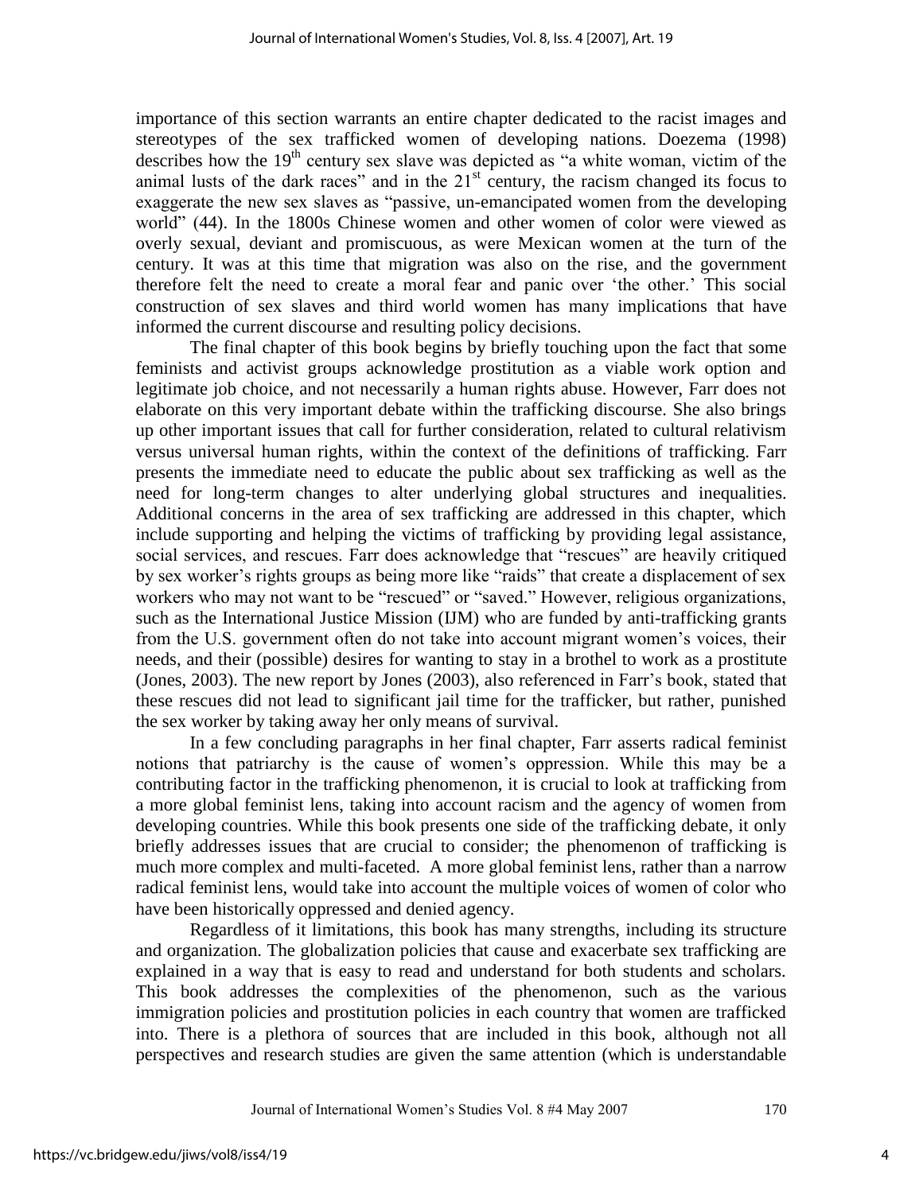importance of this section warrants an entire chapter dedicated to the racist images and stereotypes of the sex trafficked women of developing nations. Doezema (1998) describes how the 19th century sex slave was depicted as "a white woman, victim of the animal lusts of the dark races" and in the 21st century, the racism changed its focus to exaggerate the new sex slaves as "passive, un-emancipated women from the developing world" (44). In the 1800s Chinese women and other women of color were viewed as overly sexual, deviant and promiscuous, as were Mexican women at the turn of the century. It was at this time that migration was also on the rise, and the government therefore felt the need to create a moral fear and panic over 'the other.' This social construction of sex slaves and third world women has many implications that have informed the current discourse and resulting policy decisions.

The final chapter of this book begins by briefly touching upon the fact that some feminists and activist groups acknowledge prostitution as a viable work option and legitimate job choice, and not necessarily a human rights abuse. However, Farr does not elaborate on this very important debate within the trafficking discourse. She also brings up other important issues that call for further consideration, related to cultural relativism versus universal human rights, within the context of the definitions of trafficking. Farr presents the immediate need to educate the public about sex trafficking as well as the need for long-term changes to alter underlying global structures and inequalities. Additional concerns in the area of sex trafficking are addressed in this chapter, which include supporting and helping the victims of trafficking by providing legal assistance, social services, and rescues. Farr does acknowledge that "rescues" are heavily critiqued by sex worker's rights groups as being more like "raids" that create a displacement of sex workers who may not want to be "rescued" or "saved." However, religious organizations, such as the International Justice Mission (IJM) who are funded by anti-trafficking grants from the U.S. government often do not take into account migrant women's voices, their needs, and their (possible) desires for wanting to stay in a brothel to work as a prostitute (Jones, 2003). The new report by Jones (2003), also referenced in Farr's book, stated that these rescues did not lead to significant jail time for the trafficker, but rather, punished the sex worker by taking away her only means of survival.

In a few concluding paragraphs in her final chapter, Farr asserts radical feminist notions that patriarchy is the cause of women's oppression. While this may be a contributing factor in the trafficking phenomenon, it is crucial to look at trafficking from a more global feminist lens, taking into account racism and the agency of women from developing countries. While this book presents one side of the trafficking debate, it only briefly addresses issues that are crucial to consider; the phenomenon of trafficking is much more complex and multi-faceted. A more global feminist lens, rather than a narrow radical feminist lens, would take into account the multiple voices of women of color who have been historically oppressed and denied agency.

Regardless of it limitations, this book has many strengths, including its structure and organization. The globalization policies that cause and exacerbate sex trafficking are explained in a way that is easy to read and understand for both students and scholars. This book addresses the complexities of the phenomenon, such as the various immigration policies and prostitution policies in each country that women are trafficked into. There is a plethora of sources that are included in this book, although not all perspectives and research studies are given the same attention (which is understandable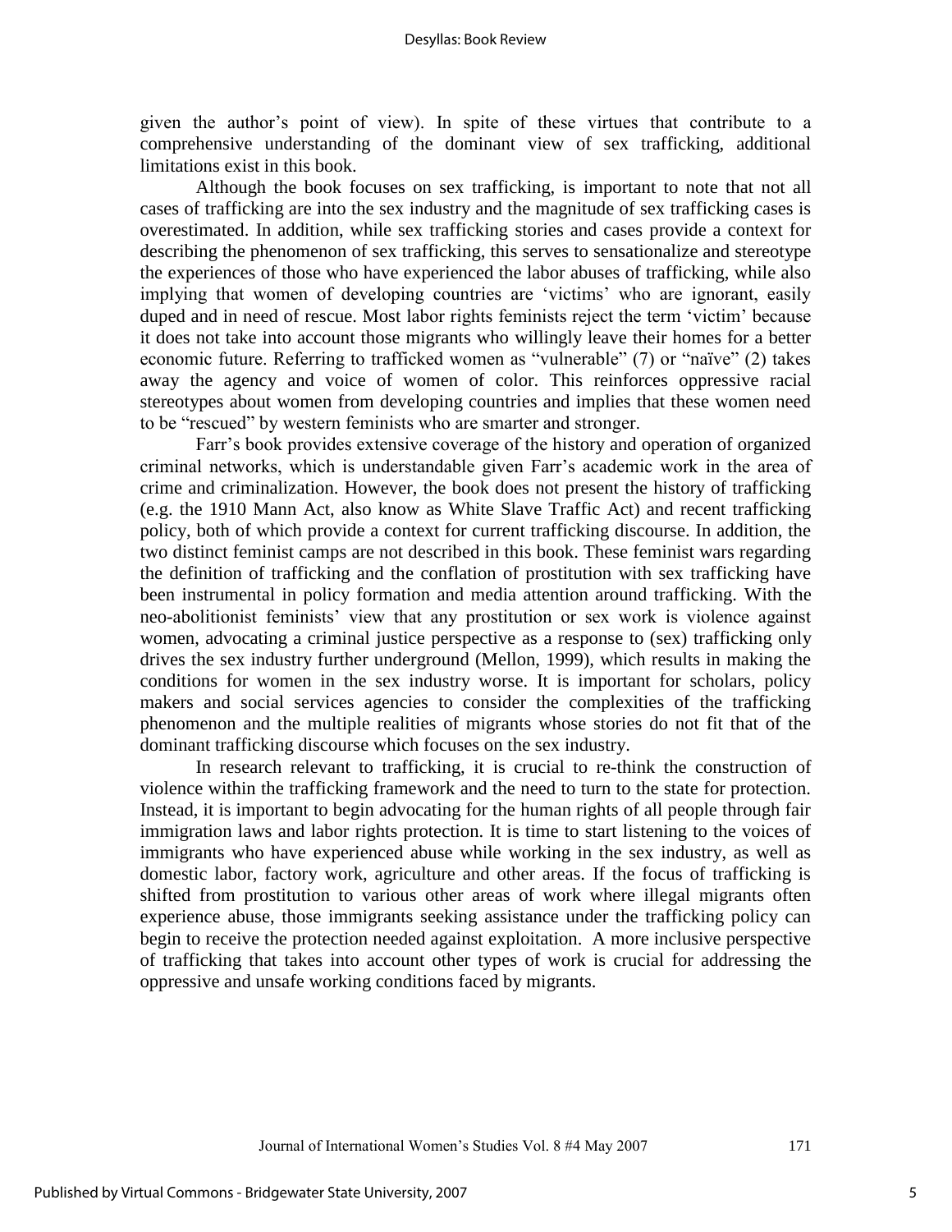given the author's point of view). In spite of these virtues that contribute to a comprehensive understanding of the dominant view of sex trafficking, additional limitations exist in this book.

Although the book focuses on sex trafficking, is important to note that not all cases of trafficking are into the sex industry and the magnitude of sex trafficking cases is overestimated. In addition, while sex trafficking stories and cases provide a context for describing the phenomenon of sex trafficking, this serves to sensationalize and stereotype the experiences of those who have experienced the labor abuses of trafficking, while also implying that women of developing countries are 'victims' who are ignorant, easily duped and in need of rescue. Most labor rights feminists reject the term 'victim' because it does not take into account those migrants who willingly leave their homes for a better economic future. Referring to trafficked women as "vulnerable" (7) or "naïve" (2) takes away the agency and voice of women of color. This reinforces oppressive racial stereotypes about women from developing countries and implies that these women need to be "rescued" by western feminists who are smarter and stronger.

Farr's book provides extensive coverage of the history and operation of organized criminal networks, which is understandable given Farr's academic work in the area of crime and criminalization. However, the book does not present the history of trafficking (e.g. the 1910 Mann Act, also know as White Slave Traffic Act) and recent trafficking policy, both of which provide a context for current trafficking discourse. In addition, the two distinct feminist camps are not described in this book. These feminist wars regarding the definition of trafficking and the conflation of prostitution with sex trafficking have been instrumental in policy formation and media attention around trafficking. With the neo-abolitionist feminists' view that any prostitution or sex work is violence against women, advocating a criminal justice perspective as a response to (sex) trafficking only drives the sex industry further underground (Mellon, 1999), which results in making the conditions for women in the sex industry worse. It is important for scholars, policy makers and social services agencies to consider the complexities of the trafficking phenomenon and the multiple realities of migrants whose stories do not fit that of the dominant trafficking discourse which focuses on the sex industry.

In research relevant to trafficking, it is crucial to re-think the construction of violence within the trafficking framework and the need to turn to the state for protection. Instead, it is important to begin advocating for the human rights of all people through fair immigration laws and labor rights protection. It is time to start listening to the voices of immigrants who have experienced abuse while working in the sex industry, as well as domestic labor, factory work, agriculture and other areas. If the focus of trafficking is shifted from prostitution to various other areas of work where illegal migrants often experience abuse, those immigrants seeking assistance under the trafficking policy can begin to receive the protection needed against exploitation. A more inclusive perspective of trafficking that takes into account other types of work is crucial for addressing the oppressive and unsafe working conditions faced by migrants.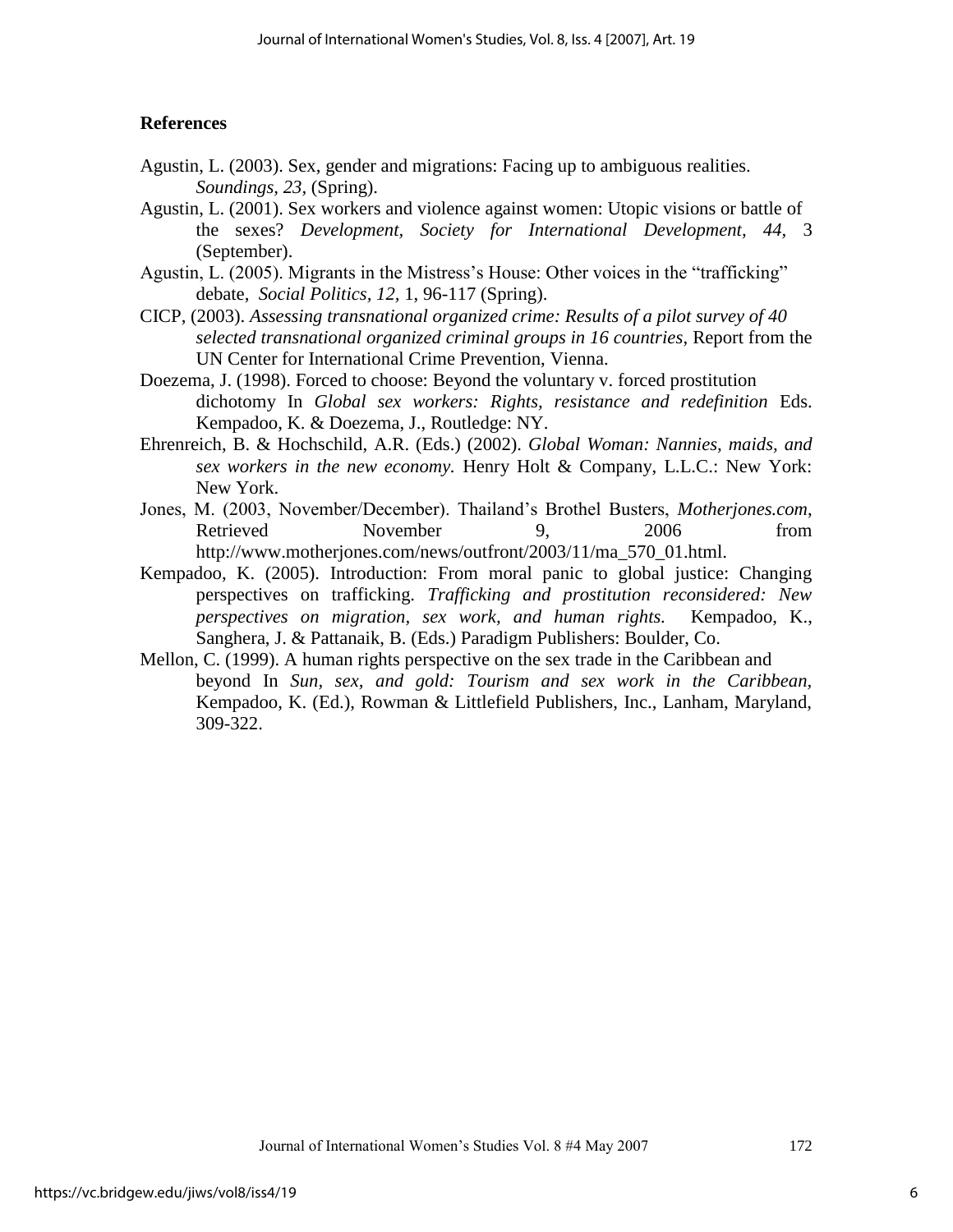## References

Agustin, L. (2003). Sex, gender and migrations: Facing up to ambiguous realities. *Soundings, 23*, (Spring).

Agustin, L. (2001). Sex workers and violence against women: Utopic visions or battle of the sexes? *Development, Society for International Development, 44*, 3 (September).

Agustin, L. (2005). Migrants in the Mistress's House: Other voices in the "trafficking" debate, *Social Politics, 12*, 1, 96-117 (Spring).

CICP, (2003). *Assessing transnational organized crime: Results of a pilot survey of 40 selected transnational organized criminal groups in 16 countries*, Report from the UN Center for International Crime Prevention, Vienna.

Doezema, J. (1998). Forced to choose: Beyond the voluntary v. forced prostitution dichotomy In *Global sex workers: Rights, resistance and redefinition* Eds. Kempadoo, K. & Doezema, J., Routledge: NY.

Ehrenreich, B. & Hochschild, A.R. (Eds.) (2002). *Global Woman: Nannies, maids, and sex workers in the new economy.* Henry Holt & Company, L.L.C.: New York: New York.

Jones, M. (2003, November/December). Thailand's Brothel Busters, *Motherjones.com*, Retrieved November 9, 2006 from http://www.motherjones.com/news/outfront/2003/11/ma_570_01.html.

Kempadoo, K. (2005). Introduction: From moral panic to global justice: Changing perspectives on trafficking. *Trafficking and prostitution reconsidered: New perspectives on migration, sex work, and human rights.* Kempadoo, K., Sanghera, J. & Pattanaik, B. (Eds.) Paradigm Publishers: Boulder, Co.

Mellon, C. (1999). A human rights perspective on the sex trade in the Caribbean and beyond In *Sun, sex, and gold: Tourism and sex work in the Caribbean,* Kempadoo, K. (Ed.), Rowman & Littlefield Publishers, Inc., Lanham, Maryland, 309-322.